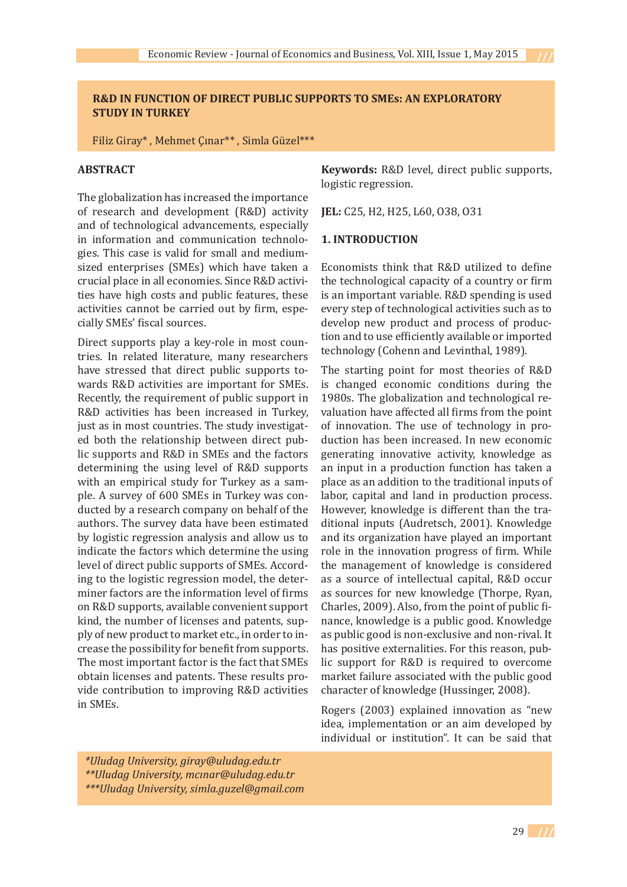# R&D IN FUNCTION OF DIRECT PUBLIC SUPPORTS TO SMEs: AN EXPLORATORY STUDY IN TURKEY

Filiz Giray* , Mehmet Çınar** , Simla Güzel***

## ABSTRACT

The globalization has increased the importance of research and development (R&D) activity and of technological advancements, especially in information and communication technologies. This case is valid for small and medium-sized enterprises (SMEs) which have taken a crucial place in all economies. Since R&D activities have high costs and public features, these activities cannot be carried out by firm, especially SMEs' fiscal sources.

Direct supports play a key-role in most countries. In related literature, many researchers have stressed that direct public supports towards R&D activities are important for SMEs. Recently, the requirement of public support in R&D activities has been increased in Turkey, just as in most countries. The study investigated both the relationship between direct public supports and R&D in SMEs and the factors determining the using level of R&D supports with an empirical study for Turkey as a sample. A survey of 600 SMEs in Turkey was conducted by a research company on behalf of the authors. The survey data have been estimated by logistic regression analysis and allow us to indicate the factors which determine the using level of direct public supports of SMEs. According to the logistic regression model, the determiner factors are the information level of firms on R&D supports, available convenient support kind, the number of licenses and patents, supply of new product to market etc., in order to increase the possibility for benefit from supports. The most important factor is the fact that SMEs obtain licenses and patents. These results provide contribution to improving R&D activities in SMEs.

**Keywords:** R&D level, direct public supports, logistic regression.

**JEL:** C25, H2, H25, L60, O38, O31

## 1. INTRODUCTION

Economists think that R&D utilized to define the technological capacity of a country or firm is an important variable. R&D spending is used every step of technological activities such as to develop new product and process of production and to use efficiently available or imported technology (Cohenn and Levinthal, 1989).

The starting point for most theories of R&D is changed economic conditions during the 1980s. The globalization and technological revaluation have affected all firms from the point of innovation. The use of technology in production has been increased. In new economic generating innovative activity, knowledge as an input in a production function has taken a place as an addition to the traditional inputs of labor, capital and land in production process. However, knowledge is different than the traditional inputs (Audretsch, 2001). Knowledge and its organization have played an important role in the innovation progress of firm. While the management of knowledge is considered as a source of intellectual capital, R&D occur as sources for new knowledge (Thorpe, Ryan, Charles, 2009). Also, from the point of public finance, knowledge is a public good. Knowledge as public good is non-exclusive and non-rival. It has positive externalities. For this reason, public support for R&D is required to overcome market failure associated with the public good character of knowledge (Hussinger, 2008).

Rogers (2003) explained innovation as "new idea, implementation or an aim developed by individual or institution". It can be said that

*Uludag University, giray@uludag.edu.tr
**Uludag University, mcınar@uludag.edu.tr
***Uludag University, simla.guzel@gmail.com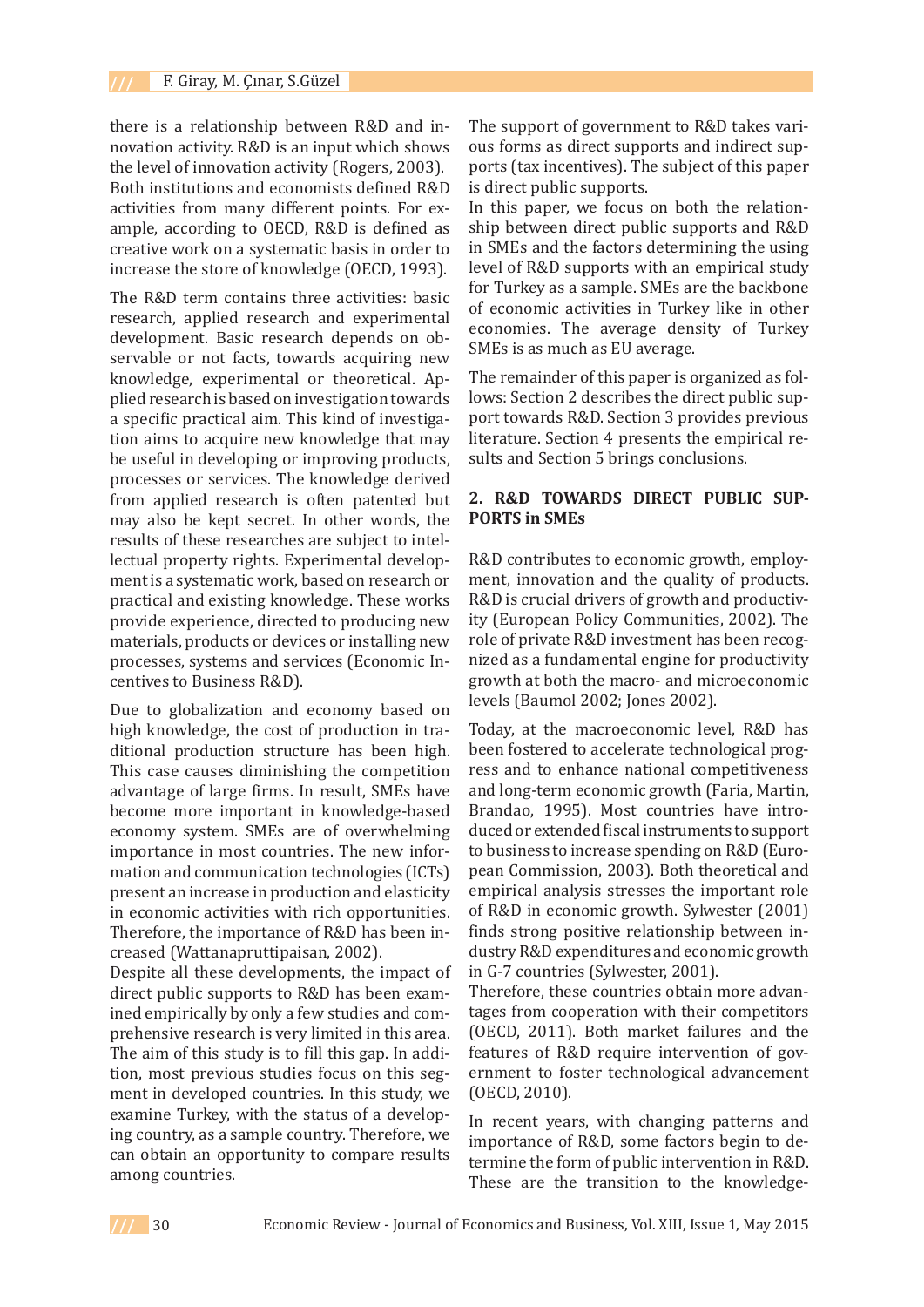there is a relationship between R&D and innovation activity. R&D is an input which shows the level of innovation activity (Rogers, 2003). Both institutions and economists defined R&D activities from many different points. For example, according to OECD, R&D is defined as creative work on a systematic basis in order to increase the store of knowledge (OECD, 1993).

The R&D term contains three activities: basic research, applied research and experimental development. Basic research depends on observable or not facts, towards acquiring new knowledge, experimental or theoretical. Applied research is based on investigation towards a specific practical aim. This kind of investigation aims to acquire new knowledge that may be useful in developing or improving products, processes or services. The knowledge derived from applied research is often patented but may also be kept secret. In other words, the results of these researches are subject to intellectual property rights. Experimental development is a systematic work, based on research or practical and existing knowledge. These works provide experience, directed to producing new materials, products or devices or installing new processes, systems and services (Economic Incentives to Business R&D).

Due to globalization and economy based on high knowledge, the cost of production in traditional production structure has been high. This case causes diminishing the competition advantage of large firms. In result, SMEs have become more important in knowledge-based economy system. SMEs are of overwhelming importance in most countries. The new information and communication technologies (ICTs) present an increase in production and elasticity in economic activities with rich opportunities. Therefore, the importance of R&D has been increased (Wattanapruttipaisan, 2002).

Despite all these developments, the impact of direct public supports to R&D has been examined empirically by only a few studies and comprehensive research is very limited in this area. The aim of this study is to fill this gap. In addition, most previous studies focus on this segment in developed countries. In this study, we examine Turkey, with the status of a developing country, as a sample country. Therefore, we can obtain an opportunity to compare results among countries.

The support of government to R&D takes various forms as direct supports and indirect supports (tax incentives). The subject of this paper is direct public supports.

In this paper, we focus on both the relationship between direct public supports and R&D in SMEs and the factors determining the using level of R&D supports with an empirical study for Turkey as a sample. SMEs are the backbone of economic activities in Turkey like in other economies. The average density of Turkey SMEs is as much as EU average.

The remainder of this paper is organized as follows: Section 2 describes the direct public support towards R&D. Section 3 provides previous literature. Section 4 presents the empirical results and Section 5 brings conclusions.

## 2. R&D TOWARDS DIRECT PUBLIC SUPPORTS in SMEs

R&D contributes to economic growth, employment, innovation and the quality of products. R&D is crucial drivers of growth and productivity (European Policy Communities, 2002). The role of private R&D investment has been recognized as a fundamental engine for productivity growth at both the macro- and microeconomic levels (Baumol 2002; Jones 2002).

Today, at the macroeconomic level, R&D has been fostered to accelerate technological progress and to enhance national competitiveness and long-term economic growth (Faria, Martin, Brandao, 1995). Most countries have introduced or extended fiscal instruments to support to business to increase spending on R&D (European Commission, 2003). Both theoretical and empirical analysis stresses the important role of R&D in economic growth. Sylwester (2001) finds strong positive relationship between industry R&D expenditures and economic growth in G-7 countries (Sylwester, 2001).

Therefore, these countries obtain more advantages from cooperation with their competitors (OECD, 2011). Both market failures and the features of R&D require intervention of government to foster technological advancement (OECD, 2010).

In recent years, with changing patterns and importance of R&D, some factors begin to determine the form of public intervention in R&D. These are the transition to the knowledge-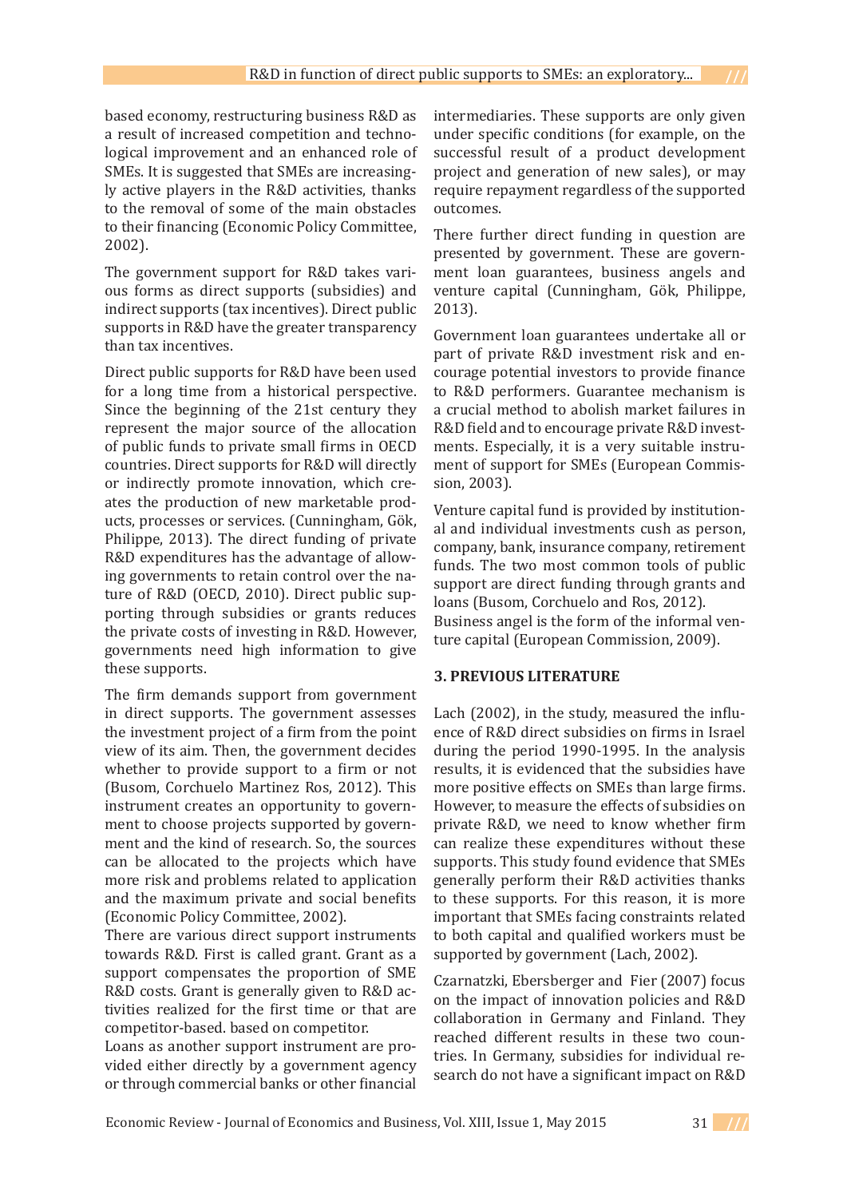based economy, restructuring business R&D as a result of increased competition and technological improvement and an enhanced role of SMEs. It is suggested that SMEs are increasingly active players in the R&D activities, thanks to the removal of some of the main obstacles to their financing (Economic Policy Committee, 2002).

The government support for R&D takes various forms as direct supports (subsidies) and indirect supports (tax incentives). Direct public supports in R&D have the greater transparency than tax incentives.

Direct public supports for R&D have been used for a long time from a historical perspective. Since the beginning of the 21st century they represent the major source of the allocation of public funds to private small firms in OECD countries. Direct supports for R&D will directly or indirectly promote innovation, which creates the production of new marketable products, processes or services. (Cunningham, Gök, Philippe, 2013). The direct funding of private R&D expenditures has the advantage of allowing governments to retain control over the nature of R&D (OECD, 2010). Direct public supporting through subsidies or grants reduces the private costs of investing in R&D. However, governments need high information to give these supports.

The firm demands support from government in direct supports. The government assesses the investment project of a firm from the point view of its aim. Then, the government decides whether to provide support to a firm or not (Busom, Corchuelo Martinez Ros, 2012). This instrument creates an opportunity to government to choose projects supported by government and the kind of research. So, the sources can be allocated to the projects which have more risk and problems related to application and the maximum private and social benefits (Economic Policy Committee, 2002).

There are various direct support instruments towards R&D. First is called grant. Grant as a support compensates the proportion of SME R&D costs. Grant is generally given to R&D activities realized for the first time or that are competitor-based. based on competitor.

Loans as another support instrument are provided either directly by a government agency or through commercial banks or other financial intermediaries. These supports are only given under specific conditions (for example, on the successful result of a product development project and generation of new sales), or may require repayment regardless of the supported outcomes.

There further direct funding in question are presented by government. These are government loan guarantees, business angels and venture capital (Cunningham, Gök, Philippe, 2013).

Government loan guarantees undertake all or part of private R&D investment risk and encourage potential investors to provide finance to R&D performers. Guarantee mechanism is a crucial method to abolish market failures in R&D field and to encourage private R&D investments. Especially, it is a very suitable instrument of support for SMEs (European Commission, 2003).

Venture capital fund is provided by institutional and individual investments cush as person, company, bank, insurance company, retirement funds. The two most common tools of public support are direct funding through grants and loans (Busom, Corchuelo and Ros, 2012).

Business angel is the form of the informal venture capital (European Commission, 2009).

## 3. PREVIOUS LITERATURE

Lach (2002), in the study, measured the influence of R&D direct subsidies on firms in Israel during the period 1990-1995. In the analysis results, it is evidenced that the subsidies have more positive effects on SMEs than large firms. However, to measure the effects of subsidies on private R&D, we need to know whether firm can realize these expenditures without these supports. This study found evidence that SMEs generally perform their R&D activities thanks to these supports. For this reason, it is more important that SMEs facing constraints related to both capital and qualified workers must be supported by government (Lach, 2002).

Czarnatzki, Ebersberger and Fier (2007) focus on the impact of innovation policies and R&D collaboration in Germany and Finland. They reached different results in these two countries. In Germany, subsidies for individual research do not have a significant impact on R&D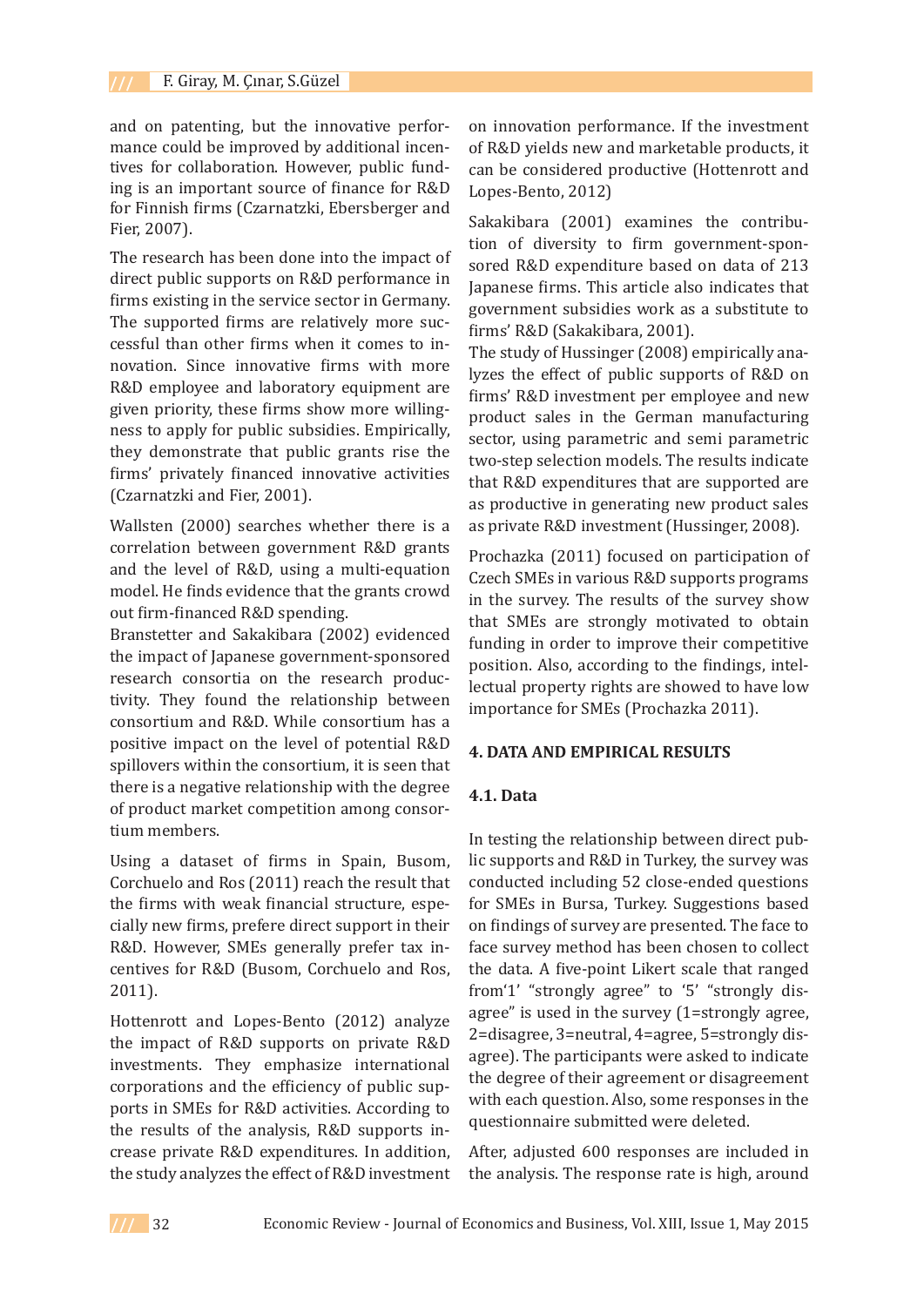and on patenting, but the innovative performance could be improved by additional incentives for collaboration. However, public funding is an important source of finance for R&D for Finnish firms (Czarnatzki, Ebersberger and Fier, 2007).

The research has been done into the impact of direct public supports on R&D performance in firms existing in the service sector in Germany. The supported firms are relatively more successful than other firms when it comes to innovation. Since innovative firms with more R&D employee and laboratory equipment are given priority, these firms show more willingness to apply for public subsidies. Empirically, they demonstrate that public grants rise the firms' privately financed innovative activities (Czarnatzki and Fier, 2001).

Wallsten (2000) searches whether there is a correlation between government R&D grants and the level of R&D, using a multi-equation model. He finds evidence that the grants crowd out firm-financed R&D spending.

Branstetter and Sakakibara (2002) evidenced the impact of Japanese government-sponsored research consortia on the research productivity. They found the relationship between consortium and R&D. While consortium has a positive impact on the level of potential R&D spillovers within the consortium, it is seen that there is a negative relationship with the degree of product market competition among consortium members.

Using a dataset of firms in Spain, Busom, Corchuelo and Ros (2011) reach the result that the firms with weak financial structure, especially new firms, prefere direct support in their R&D. However, SMEs generally prefer tax incentives for R&D (Busom, Corchuelo and Ros, 2011).

Hottenrott and Lopes-Bento (2012) analyze the impact of R&D supports on private R&D investments. They emphasize international corporations and the efficiency of public supports in SMEs for R&D activities. According to the results of the analysis, R&D supports increase private R&D expenditures. In addition, the study analyzes the effect of R&D investment on innovation performance. If the investment of R&D yields new and marketable products, it can be considered productive (Hottenrott and Lopes-Bento, 2012)

Sakakibara (2001) examines the contribution of diversity to firm government-sponsored R&D expenditure based on data of 213 Japanese firms. This article also indicates that government subsidies work as a substitute to firms' R&D (Sakakibara, 2001).

The study of Hussinger (2008) empirically analyzes the effect of public supports of R&D on firms' R&D investment per employee and new product sales in the German manufacturing sector, using parametric and semi parametric two-step selection models. The results indicate that R&D expenditures that are supported are as productive in generating new product sales as private R&D investment (Hussinger, 2008).

Prochazka (2011) focused on participation of Czech SMEs in various R&D supports programs in the survey. The results of the survey show that SMEs are strongly motivated to obtain funding in order to improve their competitive position. Also, according to the findings, intellectual property rights are showed to have low importance for SMEs (Prochazka 2011).

## 4. DATA AND EMPIRICAL RESULTS

### 4.1. Data

In testing the relationship between direct public supports and R&D in Turkey, the survey was conducted including 52 close-ended questions for SMEs in Bursa, Turkey. Suggestions based on findings of survey are presented. The face to face survey method has been chosen to collect the data. A five-point Likert scale that ranged from'1' "strongly agree" to '5' "strongly disagree" is used in the survey (1=strongly agree, 2=disagree, 3=neutral, 4=agree, 5=strongly disagree). The participants were asked to indicate the degree of their agreement or disagreement with each question. Also, some responses in the questionnaire submitted were deleted.

After, adjusted 600 responses are included in the analysis. The response rate is high, around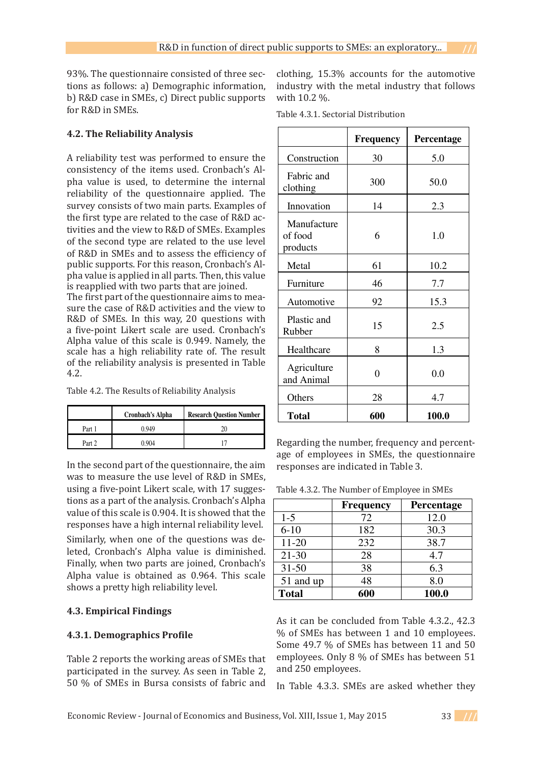93%. The questionnaire consisted of three sections as follows: a) Demographic information, b) R&D case in SMEs, c) Direct public supports for R&D in SMEs.

### 4.2. The Reliability Analysis

A reliability test was performed to ensure the consistency of the items used. Cronbach's Alpha value is used, to determine the internal reliability of the questionnaire applied. The survey consists of two main parts. Examples of the first type are related to the case of R&D activities and the view to R&D of SMEs. Examples of the second type are related to the use level of R&D in SMEs and to assess the efficiency of public supports. For this reason, Cronbach's Alpha value is applied in all parts. Then, this value is reapplied with two parts that are joined.
The first part of the questionnaire aims to measure the case of R&D activities and the view to R&D of SMEs. In this way, 20 questions with a five-point Likert scale are used. Cronbach's Alpha value of this scale is 0.949. Namely, the scale has a high reliability rate of. The result of the reliability analysis is presented in Table 4.2.

Table 4.2. The Results of Reliability Analysis

| | Cronbach's Alpha | Research Question Number |
|---|---|---|
| Part 1 | 0.949 | 20 |
| Part 2 | 0.904 | 17 |

In the second part of the questionnaire, the aim was to measure the use level of R&D in SMEs, using a five-point Likert scale, with 17 suggestions as a part of the analysis. Cronbach's Alpha value of this scale is 0.904. It is showed that the responses have a high internal reliability level.

Similarly, when one of the questions was deleted, Cronbach's Alpha value is diminished. Finally, when two parts are joined, Cronbach's Alpha value is obtained as 0.964. This scale shows a pretty high reliability level.

### 4.3. Empirical Findings

### 4.3.1. Demographics Profile

Table 2 reports the working areas of SMEs that participated in the survey. As seen in Table 2, 50 % of SMEs in Bursa consists of fabric and clothing, 15.3% accounts for the automotive industry with the metal industry that follows with 10.2 %.

Table 4.3.1. Sectorial Distribution

| | Frequency | Percentage |
|---|---|---|
| Construction | 30 | 5.0 |
| Fabric and clothing | 300 | 50.0 |
| Innovation | 14 | 2.3 |
| Manufacture of food products | 6 | 1.0 |
| Metal | 61 | 10.2 |
| Furniture | 46 | 7.7 |
| Automotive | 92 | 15.3 |
| Plastic and Rubber | 15 | 2.5 |
| Healthcare | 8 | 1.3 |
| Agriculture and Animal | 0 | 0.0 |
| Others | 28 | 4.7 |
| **Total** | **600** | **100.0** |

Regarding the number, frequency and percentage of employees in SMEs, the questionnaire responses are indicated in Table 3.

Table 4.3.2. The Number of Employee in SMEs

| | Frequency | Percentage |
|---|---|---|
| 1-5 | 72 | 12.0 |
| 6-10 | 182 | 30.3 |
| 11-20 | 232 | 38.7 |
| 21-30 | 28 | 4.7 |
| 31-50 | 38 | 6.3 |
| 51 and up | 48 | 8.0 |
| **Total** | **600** | **100.0** |

As it can be concluded from Table 4.3.2., 42.3 % of SMEs has between 1 and 10 employees. Some 49.7 % of SMEs has between 11 and 50 employees. Only 8 % of SMEs has between 51 and 250 employees.

In Table 4.3.3. SMEs are asked whether they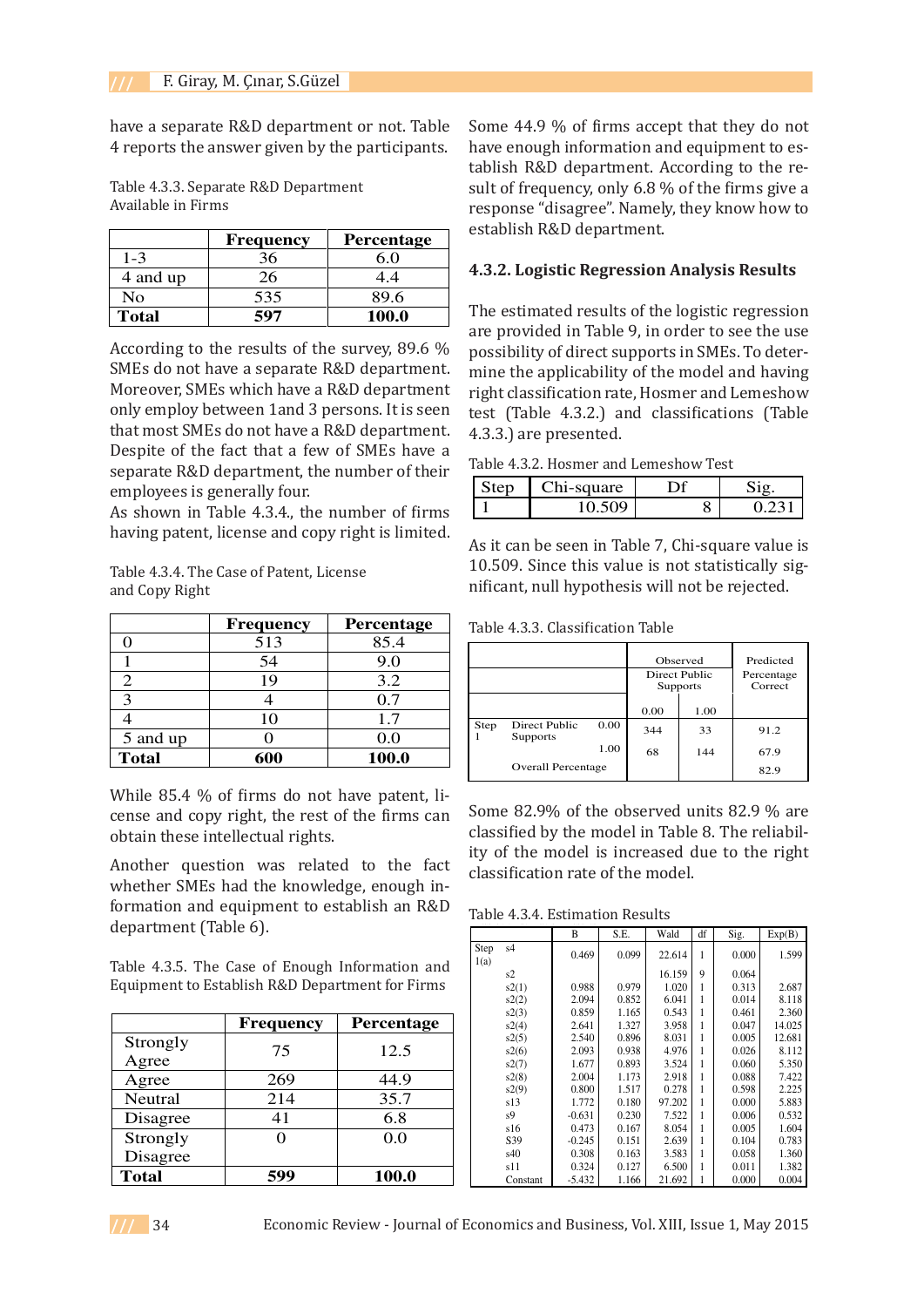have a separate R&D department or not. Table 4 reports the answer given by the participants.

Table 4.3.3. Separate R&D Department Available in Firms

| | Frequency | Percentage |
|---|---|---|
| 1-3 | 36 | 6.0 |
| 4 and up | 26 | 4.4 |
| No | 535 | 89.6 |
| **Total** | **597** | **100.0** |

According to the results of the survey, 89.6 % SMEs do not have a separate R&D department. Moreover, SMEs which have a R&D department only employ between 1and 3 persons. It is seen that most SMEs do not have a R&D department. Despite of the fact that a few of SMEs have a separate R&D department, the number of their employees is generally four.

As shown in Table 4.3.4., the number of firms having patent, license and copy right is limited.

Table 4.3.4. The Case of Patent, License and Copy Right

| | Frequency | Percentage |
|---|---|---|
| 0 | 513 | 85.4 |
| 1 | 54 | 9.0 |
| 2 | 19 | 3.2 |
| 3 | 4 | 0.7 |
| 4 | 10 | 1.7 |
| 5 and up | 0 | 0.0 |
| **Total** | **600** | **100.0** |

While 85.4 % of firms do not have patent, license and copy right, the rest of the firms can obtain these intellectual rights.

Another question was related to the fact whether SMEs had the knowledge, enough information and equipment to establish an R&D department (Table 6).

Table 4.3.5. The Case of Enough Information and Equipment to Establish R&D Department for Firms

| | Frequency | Percentage |
|---|---|---|
| Strongly Agree | 75 | 12.5 |
| Agree | 269 | 44.9 |
| Neutral | 214 | 35.7 |
| Disagree | 41 | 6.8 |
| Strongly Disagree | 0 | 0.0 |
| **Total** | **599** | **100.0** |

Some 44.9 % of firms accept that they do not have enough information and equipment to establish R&D department. According to the result of frequency, only 6.8 % of the firms give a response "disagree". Namely, they know how to establish R&D department.

### 4.3.2. Logistic Regression Analysis Results

The estimated results of the logistic regression are provided in Table 9, in order to see the use possibility of direct supports in SMEs. To determine the applicability of the model and having right classification rate, Hosmer and Lemeshow test (Table 4.3.2.) and classifications (Table 4.3.3.) are presented.

Table 4.3.2. Hosmer and Lemeshow Test

| Step | Chi-square | Df | Sig. |
|---|---|---|---|
| 1 | 10.509 | 8 | 0.231 |

As it can be seen in Table 7, Chi-square value is 10.509. Since this value is not statistically significant, null hypothesis will not be rejected.

Table 4.3.3. Classification Table

| | | | Observed Direct Public Supports | | Predicted Percentage Correct |
|---|---|---|---|---|---|
| | | | 0.00 | 1.00 | |
| Step 1 | Direct Public Supports | 0.00 | 344 | 33 | 91.2 |
| | | 1.00 | 68 | 144 | 67.9 |
| | Overall Percentage | | | | 82.9 |

Some 82.9% of the observed units 82.9 % are classified by the model in Table 8. The reliability of the model is increased due to the right classification rate of the model.

Table 4.3.4. Estimation Results

| | | B | S.E. | Wald | df | Sig. | Exp(B) |
|---|---|---|---|---|---|---|---|
| Step 1(a) | s4 | 0.469 | 0.099 | 22.614 | 1 | 0.000 | 1.599 |
| | s2 | | | 16.159 | 9 | 0.064 | |
| | s2(1) | 0.988 | 0.979 | 1.020 | 1 | 0.313 | 2.687 |
| | s2(2) | 2.094 | 0.852 | 6.041 | 1 | 0.014 | 8.118 |
| | s2(3) | 0.859 | 1.165 | 0.543 | 1 | 0.461 | 2.360 |
| | s2(4) | 2.641 | 1.327 | 3.958 | 1 | 0.047 | 14.025 |
| | s2(5) | 2.540 | 0.896 | 8.031 | 1 | 0.005 | 12.681 |
| | s2(6) | 2.093 | 0.938 | 4.976 | 1 | 0.026 | 8.112 |
| | s2(7) | 1.677 | 0.893 | 3.524 | 1 | 0.060 | 5.350 |
| | s2(8) | 2.004 | 1.173 | 2.918 | 1 | 0.088 | 7.422 |
| | s2(9) | 0.800 | 1.517 | 0.278 | 1 | 0.598 | 2.225 |
| | s13 | 1.772 | 0.180 | 97.202 | 1 | 0.000 | 5.883 |
| | s9 | -0.631 | 0.230 | 7.522 | 1 | 0.006 | 0.532 |
| | s16 | 0.473 | 0.167 | 8.054 | 1 | 0.005 | 1.604 |
| | S39 | -0.245 | 0.151 | 2.639 | 1 | 0.104 | 0.783 |
| | s40 | 0.308 | 0.163 | 3.583 | 1 | 0.058 | 1.360 |
| | s11 | 0.324 | 0.127 | 6.500 | 1 | 0.011 | 1.382 |
| | Constant | -5.432 | 1.166 | 21.692 | 1 | 0.000 | 0.004 |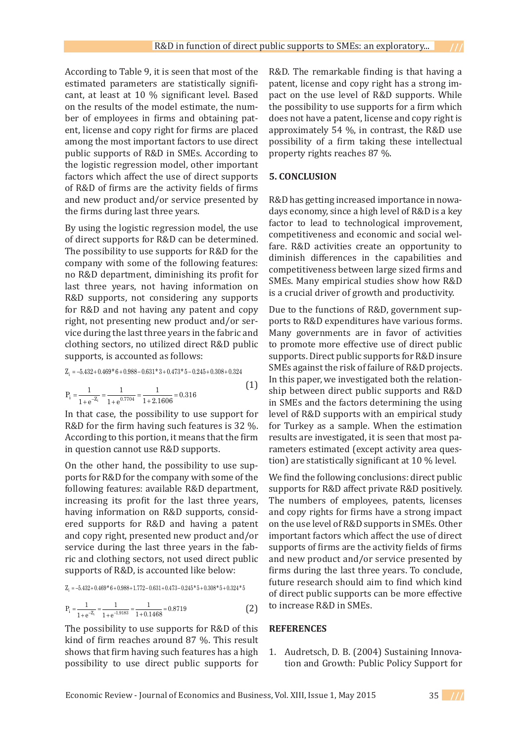According to Table 9, it is seen that most of the estimated parameters are statistically significant, at least at 10 % significant level. Based on the results of the model estimate, the number of employees in firms and obtaining patent, license and copy right for firms are placed among the most important factors to use direct public supports of R&D in SMEs. According to the logistic regression model, other important factors which affect the use of direct supports of R&D of firms are the activity fields of firms and new product and/or service presented by the firms during last three years.

By using the logistic regression model, the use of direct supports for R&D can be determined. The possibility to use supports for R&D for the company with some of the following features: no R&D department, diminishing its profit for last three years, not having information on R&D supports, not considering any supports for R&D and not having any patent and copy right, not presenting new product and/or service during the last three years in the fabric and clothing sectors, no utilized direct R&D public supports, is accounted as follows:

$$Z_i = -5.432 + 0.469 * 6 + 0.988 - 0.631 * 3 + 0.473 * 5 - 0.245 + 0.308 + 0.324$$

$$P_i = \frac{1}{1+e^{-Z_i}} = \frac{1}{1+e^{0.7704}} = \frac{1}{1+2.1606} = 0.316 \tag{1}$$

In that case, the possibility to use support for R&D for the firm having such features is 32 %. According to this portion, it means that the firm in question cannot use R&D supports.

On the other hand, the possibility to use supports for R&D for the company with some of the following features: available R&D department, increasing its profit for the last three years, having information on R&D supports, considered supports for R&D and having a patent and copy right, presented new product and/or service during the last three years in the fabric and clothing sectors, not used direct public supports of R&D, is accounted like below:

$$Z_i = -5.432 + 0.469 * 6 + 0.988 + 1.772 - 0.631 + 0.473 - 0.245 * 5 + 0.308 * 5 + 0.324 * 5$$

$$P_i = \frac{1}{1+e^{-Z_i}} = \frac{1}{1+e^{-1.9183}} = \frac{1}{1+0.1468} = 0.8719 \tag{2}$$

The possibility to use supports for R&D of this kind of firm reaches around 87 %. This result shows that firm having such features has a high possibility to use direct public supports for R&D. The remarkable finding is that having a patent, license and copy right has a strong impact on the use level of R&D supports. While the possibility to use supports for a firm which does not have a patent, license and copy right is approximately 54 %, in contrast, the R&D use possibility of a firm taking these intellectual property rights reaches 87 %.

## 5. CONCLUSION

R&D has getting increased importance in nowadays economy, since a high level of R&D is a key factor to lead to technological improvement, competitiveness and economic and social welfare. R&D activities create an opportunity to diminish differences in the capabilities and competitiveness between large sized firms and SMEs. Many empirical studies show how R&D is a crucial driver of growth and productivity.

Due to the functions of R&D, government supports to R&D expenditures have various forms. Many governments are in favor of activities to promote more effective use of direct public supports. Direct public supports for R&D insure SMEs against the risk of failure of R&D projects. In this paper, we investigated both the relationship between direct public supports and R&D in SMEs and the factors determining the using level of R&D supports with an empirical study for Turkey as a sample. When the estimation results are investigated, it is seen that most parameters estimated (except activity area question) are statistically significant at 10 % level.

We find the following conclusions: direct public supports for R&D affect private R&D positively. The numbers of employees, patents, licenses and copy rights for firms have a strong impact on the use level of R&D supports in SMEs. Other important factors which affect the use of direct supports of firms are the activity fields of firms and new product and/or service presented by firms during the last three years. To conclude, future research should aim to find which kind of direct public supports can be more effective to increase R&D in SMEs.

## REFERENCES

1. Audretsch, D. B. (2004) Sustaining Innovation and Growth: Public Policy Support for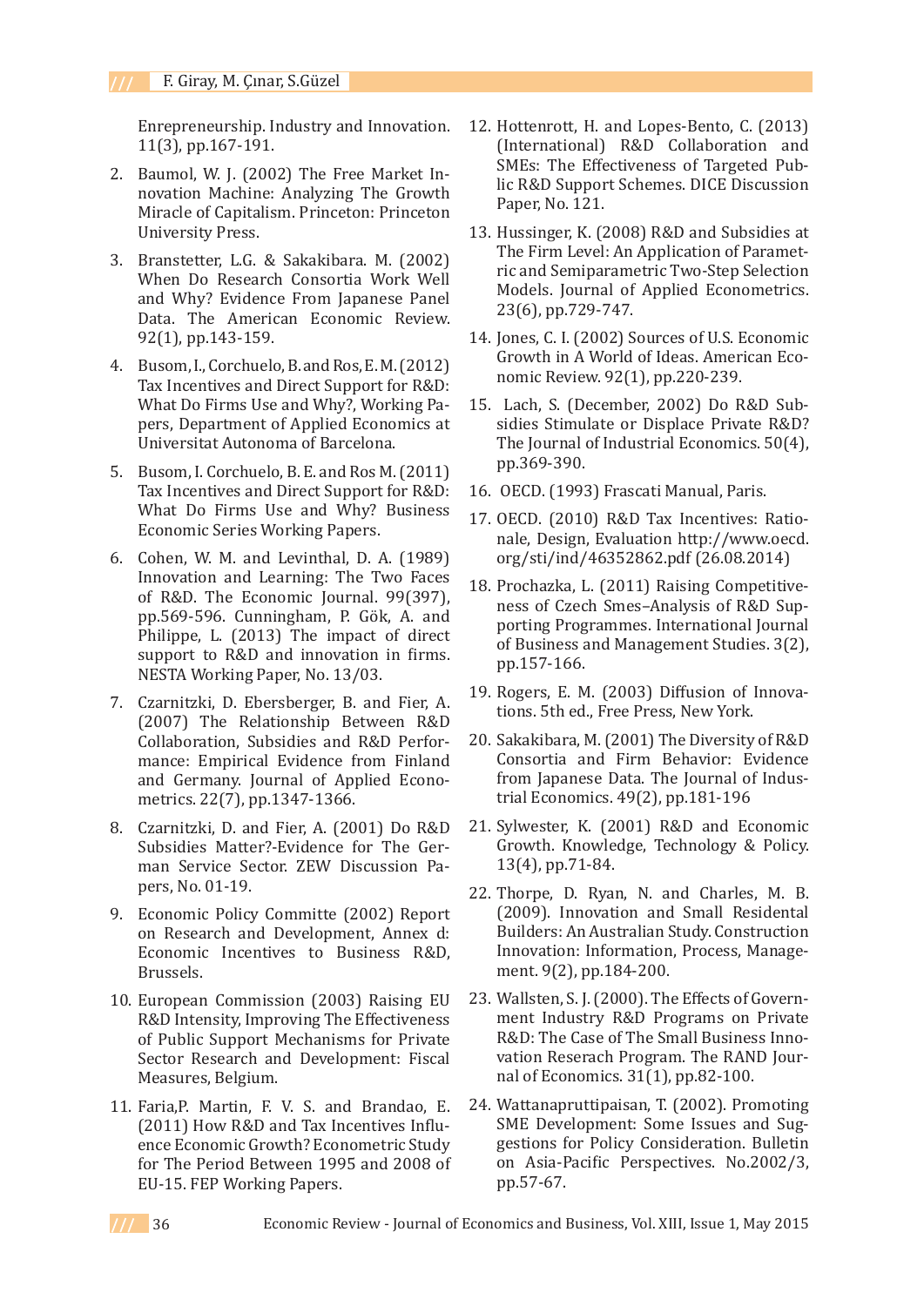Enrepreneurship. Industry and Innovation. 11(3), pp.167-191.

2. Baumol, W. J. (2002) The Free Market Innovation Machine: Analyzing The Growth Miracle of Capitalism. Princeton: Princeton University Press.
3. Branstetter, L.G. & Sakakibara. M. (2002) When Do Research Consortia Work Well and Why? Evidence From Japanese Panel Data. The American Economic Review. 92(1), pp.143-159.
4. Busom, I., Corchuelo, B. and Ros, E. M. (2012) Tax Incentives and Direct Support for R&D: What Do Firms Use and Why?, Working Papers, Department of Applied Economics at Universitat Autonoma of Barcelona.
5. Busom, I. Corchuelo, B. E. and Ros M. (2011) Tax Incentives and Direct Support for R&D: What Do Firms Use and Why? Business Economic Series Working Papers.
6. Cohen, W. M. and Levinthal, D. A. (1989) Innovation and Learning: The Two Faces of R&D. The Economic Journal. 99(397), pp.569-596. Cunningham, P. Gök, A. and Philippe, L. (2013) The impact of direct support to R&D and innovation in firms. NESTA Working Paper, No. 13/03.
7. Czarnitzki, D. Ebersberger, B. and Fier, A. (2007) The Relationship Between R&D Collaboration, Subsidies and R&D Performance: Empirical Evidence from Finland and Germany. Journal of Applied Econometrics. 22(7), pp.1347-1366.
8. Czarnitzki, D. and Fier, A. (2001) Do R&D Subsidies Matter?-Evidence for The German Service Sector. ZEW Discussion Papers, No. 01-19.
9. Economic Policy Committe (2002) Report on Research and Development, Annex d: Economic Incentives to Business R&D, Brussels.
10. European Commission (2003) Raising EU R&D Intensity, Improving The Effectiveness of Public Support Mechanisms for Private Sector Research and Development: Fiscal Measures, Belgium.
11. Faria,P. Martin, F. V. S. and Brandao, E. (2011) How R&D and Tax Incentives Influence Economic Growth? Econometric Study for The Period Between 1995 and 2008 of EU-15. FEP Working Papers.
12. Hottenrott, H. and Lopes-Bento, C. (2013) (International) R&D Collaboration and SMEs: The Effectiveness of Targeted Public R&D Support Schemes. DICE Discussion Paper, No. 121.
13. Hussinger, K. (2008) R&D and Subsidies at The Firm Level: An Application of Parametric and Semiparametric Two-Step Selection Models. Journal of Applied Econometrics. 23(6), pp.729-747.
14. Jones, C. I. (2002) Sources of U.S. Economic Growth in A World of Ideas. American Economic Review. 92(1), pp.220-239.
15. Lach, S. (December, 2002) Do R&D Subsidies Stimulate or Displace Private R&D? The Journal of Industrial Economics. 50(4), pp.369-390.
16. OECD. (1993) Frascati Manual, Paris.
17. OECD. (2010) R&D Tax Incentives: Rationale, Design, Evaluation http://www.oecd.org/sti/ind/46352862.pdf (26.08.2014)
18. Prochazka, L. (2011) Raising Competitiveness of Czech Smes–Analysis of R&D Supporting Programmes. International Journal of Business and Management Studies. 3(2), pp.157-166.
19. Rogers, E. M. (2003) Diffusion of Innovations. 5th ed., Free Press, New York.
20. Sakakibara, M. (2001) The Diversity of R&D Consortia and Firm Behavior: Evidence from Japanese Data. The Journal of Industrial Economics. 49(2), pp.181-196
21. Sylwester, K. (2001) R&D and Economic Growth. Knowledge, Technology & Policy. 13(4), pp.71-84.
22. Thorpe, D. Ryan, N. and Charles, M. B. (2009). Innovation and Small Residental Builders: An Australian Study. Construction Innovation: Information, Process, Management. 9(2), pp.184-200.
23. Wallsten, S. J. (2000). The Effects of Government Industry R&D Programs on Private R&D: The Case of The Small Business Innovation Reserach Program. The RAND Journal of Economics. 31(1), pp.82-100.
24. Wattanapruttipaisan, T. (2002). Promoting SME Development: Some Issues and Suggestions for Policy Consideration. Bulletin on Asia-Pacific Perspectives. No.2002/3, pp.57-67.